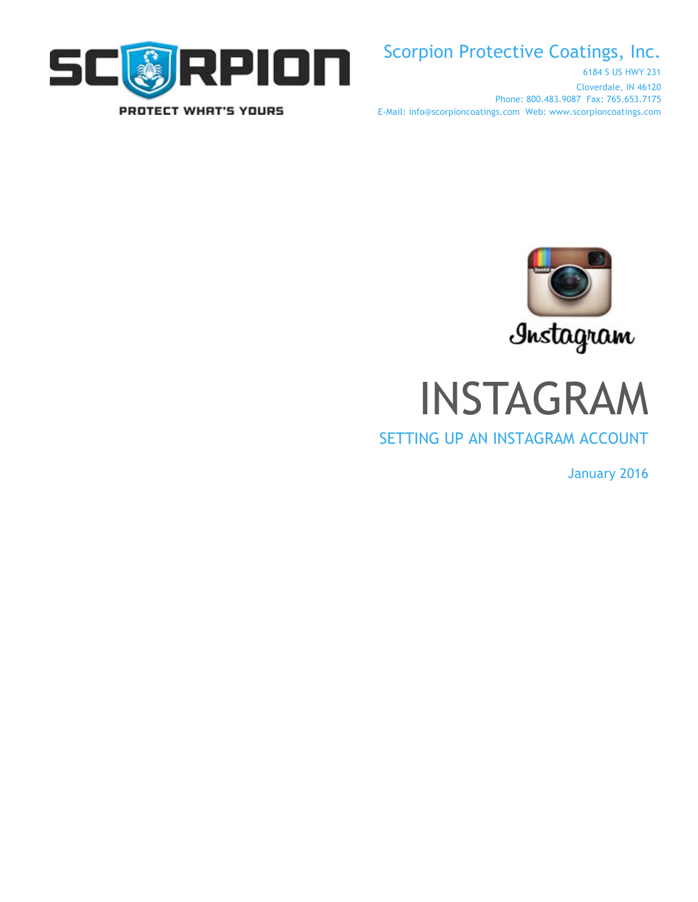Scorpion Protective Coatings, Inc.

6184 S US HWY 231
Cloverdale, IN 46120
Phone: 800.483.9087 Fax: 765.653.7175
E-Mail: info@scorpioncoatings.com Web: www.scorpioncoatings.com

# INSTAGRAM

## SETTING UP AN INSTAGRAM ACCOUNT

January 2016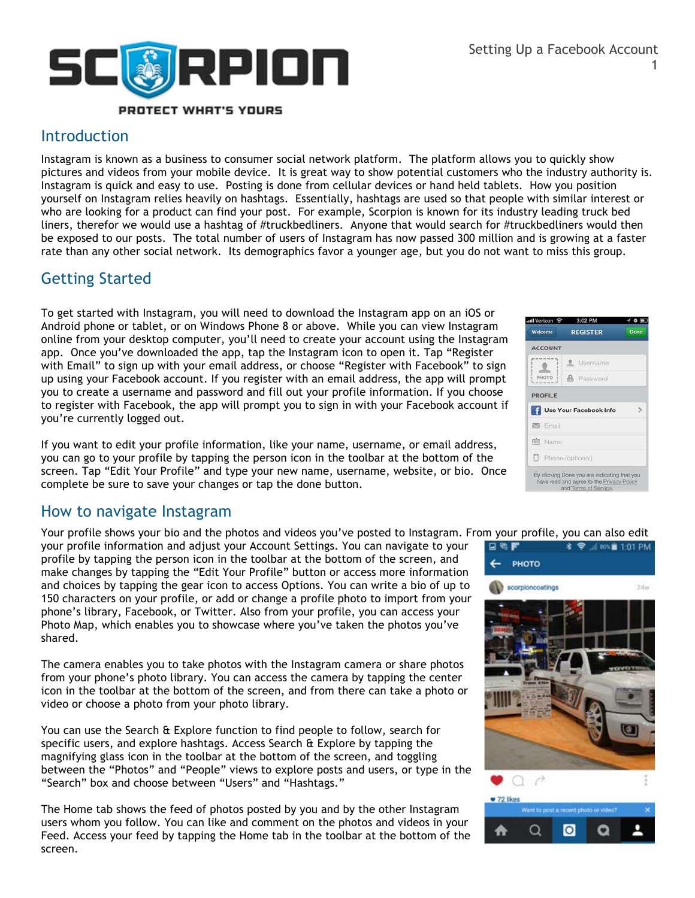## Introduction

Instagram is known as a business to consumer social network platform. The platform allows you to quickly show pictures and videos from your mobile device. It is great way to show potential customers who the industry authority is. Instagram is quick and easy to use. Posting is done from cellular devices or hand held tablets. How you position yourself on Instagram relies heavily on hashtags. Essentially, hashtags are used so that people with similar interest or who are looking for a product can find your post. For example, Scorpion is known for its industry leading truck bed liners, therefor we would use a hashtag of #truckbedliners. Anyone that would search for #truckbedliners would then be exposed to our posts. The total number of users of Instagram has now passed 300 million and is growing at a faster rate than any other social network. Its demographics favor a younger age, but you do not want to miss this group.

## Getting Started

To get started with Instagram, you will need to download the Instagram app on an iOS or Android phone or tablet, or on Windows Phone 8 or above. While you can view Instagram online from your desktop computer, you'll need to create your account using the Instagram app. Once you've downloaded the app, tap the Instagram icon to open it. Tap "Register with Email" to sign up with your email address, or choose "Register with Facebook" to sign up using your Facebook account. If you register with an email address, the app will prompt you to create a username and password and fill out your profile information. If you choose to register with Facebook, the app will prompt you to sign in with your Facebook account if you're currently logged out.

If you want to edit your profile information, like your name, username, or email address, you can go to your profile by tapping the person icon in the toolbar at the bottom of the screen. Tap "Edit Your Profile" and type your new name, username, website, or bio. Once complete be sure to save your changes or tap the done button.

## How to navigate Instagram

Your profile shows your bio and the photos and videos you've posted to Instagram. From your profile, you can also edit your profile information and adjust your Account Settings. You can navigate to your profile by tapping the person icon in the toolbar at the bottom of the screen, and make changes by tapping the "Edit Your Profile" button or access more information and choices by tapping the gear icon to access Options. You can write a bio of up to 150 characters on your profile, or add or change a profile photo to import from your phone's library, Facebook, or Twitter. Also from your profile, you can access your Photo Map, which enables you to showcase where you've taken the photos you've shared.

The camera enables you to take photos with the Instagram camera or share photos from your phone's photo library. You can access the camera by tapping the center icon in the toolbar at the bottom of the screen, and from there can take a photo or video or choose a photo from your photo library.

You can use the Search & Explore function to find people to follow, search for specific users, and explore hashtags. Access Search & Explore by tapping the magnifying glass icon in the toolbar at the bottom of the screen, and toggling between the "Photos" and "People" views to explore posts and users, or type in the "Search" box and choose between "Users" and "Hashtags."

The Home tab shows the feed of photos posted by you and by the other Instagram users whom you follow. You can like and comment on the photos and videos in your Feed. Access your feed by tapping the Home tab in the toolbar at the bottom of the screen.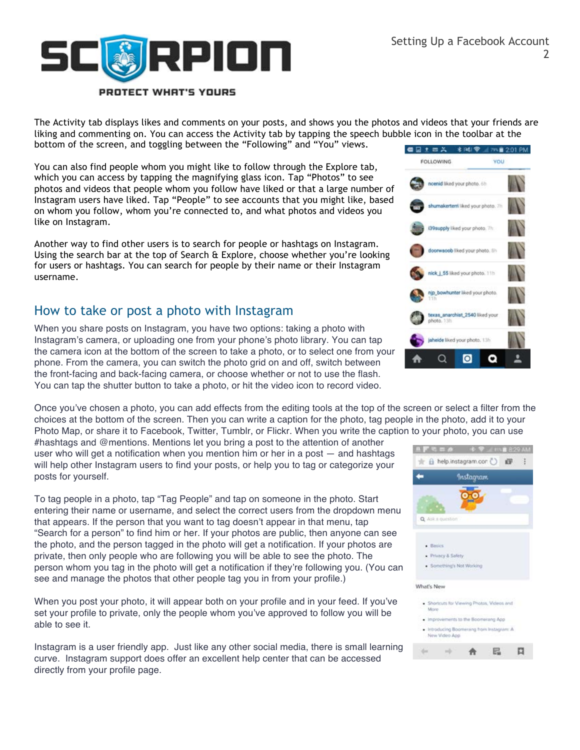The Activity tab displays likes and comments on your posts, and shows you the photos and videos that your friends are liking and commenting on. You can access the Activity tab by tapping the speech bubble icon in the toolbar at the bottom of the screen, and toggling between the “Following” and “You” views.

You can also find people whom you might like to follow through the Explore tab, which you can access by tapping the magnifying glass icon. Tap “Photos” to see photos and videos that people whom you follow have liked or that a large number of Instagram users have liked. Tap “People” to see accounts that you might like, based on whom you follow, whom you’re connected to, and what photos and videos you like on Instagram.

Another way to find other users is to search for people or hashtags on Instagram. Using the search bar at the top of Search & Explore, choose whether you’re looking for users or hashtags. You can search for people by their name or their Instagram username.

## How to take or post a photo with Instagram

When you share posts on Instagram, you have two options: taking a photo with Instagram’s camera, or uploading one from your phone’s photo library. You can tap the camera icon at the bottom of the screen to take a photo, or to select one from your phone. From the camera, you can switch the photo grid on and off, switch between the front-facing and back-facing camera, or choose whether or not to use the flash. You can tap the shutter button to take a photo, or hit the video icon to record video.

Once you’ve chosen a photo, you can add effects from the editing tools at the top of the screen or select a filter from the choices at the bottom of the screen. Then you can write a caption for the photo, tag people in the photo, add it to your Photo Map, or share it to Facebook, Twitter, Tumblr, or Flickr. When you write the caption to your photo, you can use #hashtags and @mentions. Mentions let you bring a post to the attention of another user who will get a notification when you mention him or her in a post — and hashtags will help other Instagram users to find your posts, or help you to tag or categorize your posts for yourself.

To tag people in a photo, tap “Tag People” and tap on someone in the photo. Start entering their name or username, and select the correct users from the dropdown menu that appears. If the person that you want to tag doesn’t appear in that menu, tap “Search for a person” to find him or her. If your photos are public, then anyone can see the photo, and the person tagged in the photo will get a notification. If your photos are private, then only people who are following you will be able to see the photo. The person whom you tag in the photo will get a notification if they’re following you. (You can see and manage the photos that other people tag you in from your profile.)

When you post your photo, it will appear both on your profile and in your feed. If you’ve set your profile to private, only the people whom you’ve approved to follow you will be able to see it.

Instagram is a user friendly app. Just like any other social media, there is small learning curve. Instagram support does offer an excellent help center that can be accessed directly from your profile page.